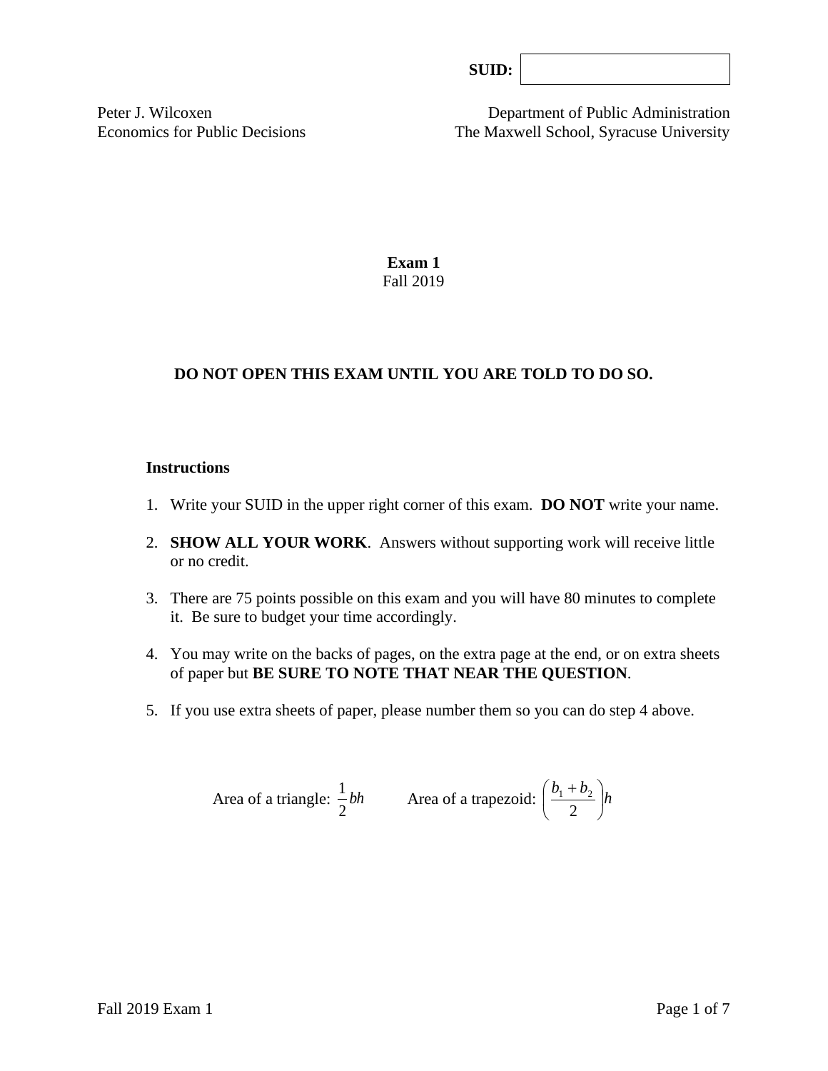**SUID:** 

Peter J. Wilcoxen
Economics for Public Decisions

Department of Public Administration
The Maxwell School, Syracuse University

**Exam 1**
Fall 2019

**DO NOT OPEN THIS EXAM UNTIL YOU ARE TOLD TO DO SO.**

**Instructions**

1. Write your SUID in the upper right corner of this exam. **DO NOT** write your name.
2. **SHOW ALL YOUR WORK**. Answers without supporting work will receive little or no credit.
3. There are 75 points possible on this exam and you will have 80 minutes to complete it. Be sure to budget your time accordingly.
4. You may write on the backs of pages, on the extra page at the end, or on extra sheets of paper but **BE SURE TO NOTE THAT NEAR THE QUESTION**.
5. If you use extra sheets of paper, please number them so you can do step 4 above.

Area of a triangle: $\frac{1}{2}bh$ Area of a trapezoid: $\left(\frac{b_1 + b_2}{2}\right)h$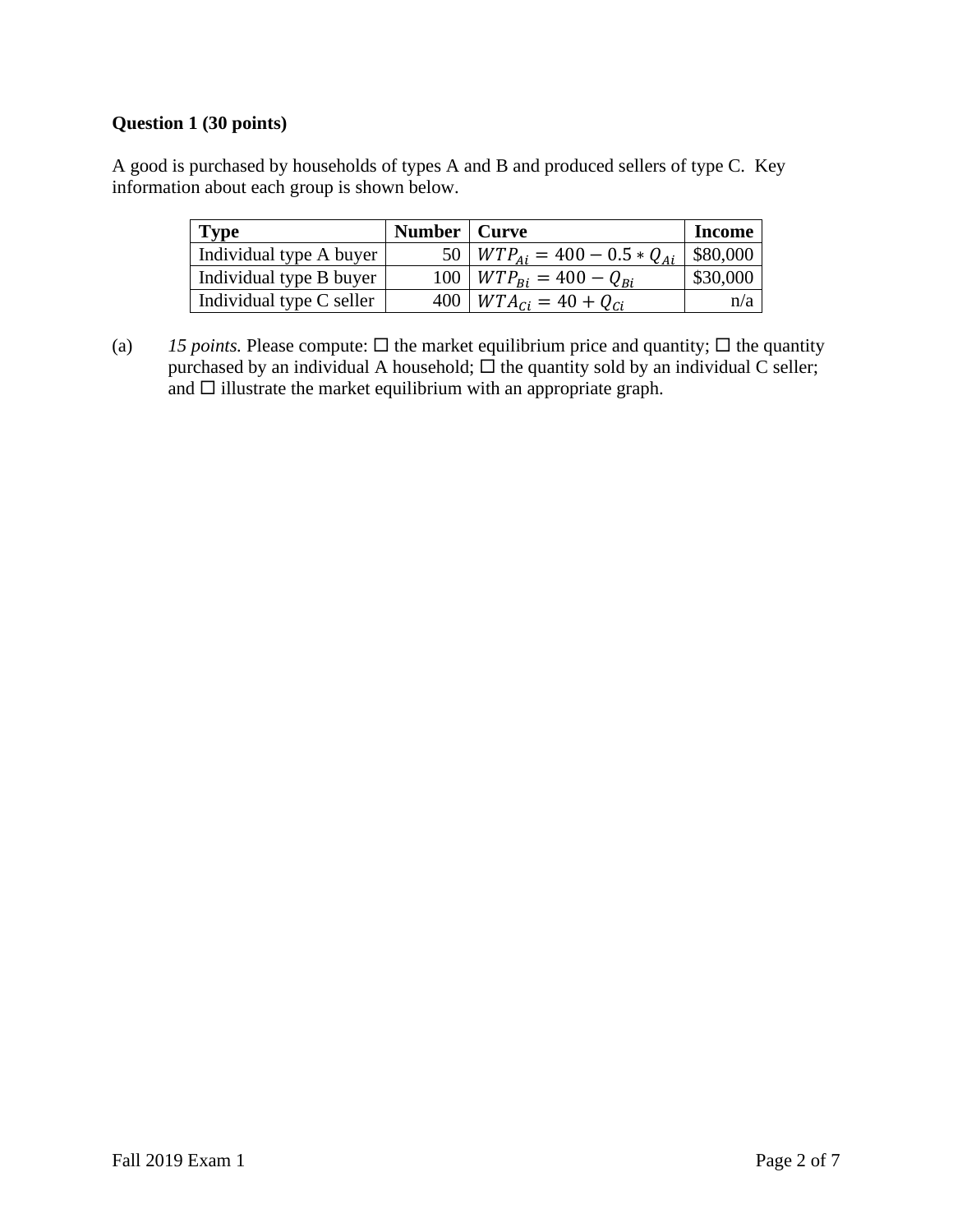**Question 1 (30 points)**

A good is purchased by households of types A and B and produced sellers of type C. Key information about each group is shown below.

| Type | Number | Curve | Income |
| --- | ---: | --- | ---: |
| Individual type A buyer | 50 | $WTP_{Ai} = 400 - 0.5 * Q_{Ai}$ | \$80,000 |
| Individual type B buyer | 100 | $WTP_{Bi} = 400 - Q_{Bi}$ | \$30,000 |
| Individual type C seller | 400 | $WTA_{Ci} = 40 + Q_{Ci}$ | n/a |

(a) *15 points.* Please compute: ☐ the market equilibrium price and quantity; ☐ the quantity purchased by an individual A household; ☐ the quantity sold by an individual C seller; and ☐ illustrate the market equilibrium with an appropriate graph.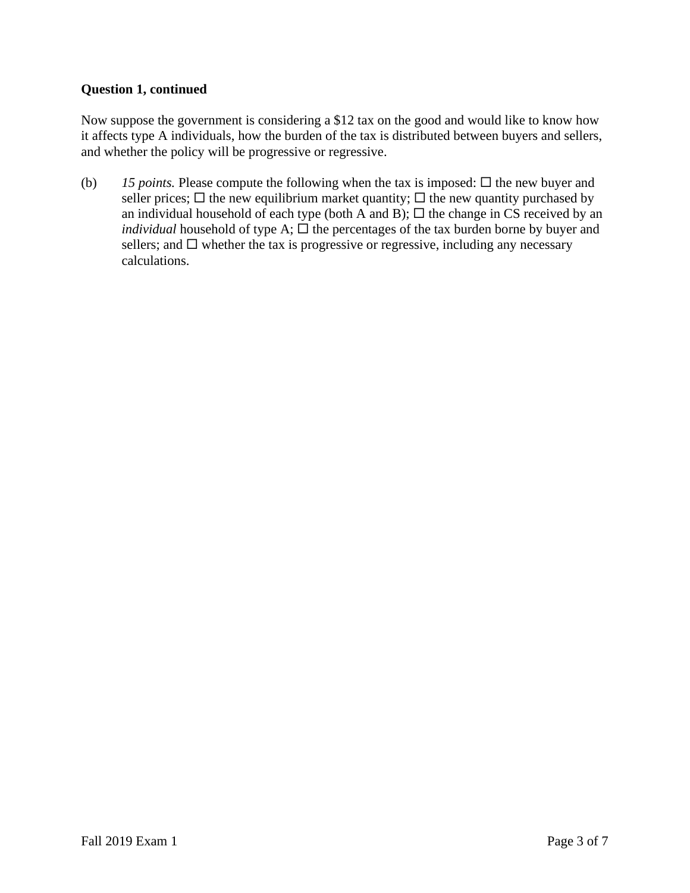**Question 1, continued**

Now suppose the government is considering a $12 tax on the good and would like to know how it affects type A individuals, how the burden of the tax is distributed between buyers and sellers, and whether the policy will be progressive or regressive.

(b) *15 points.* Please compute the following when the tax is imposed: ☐ the new buyer and seller prices; ☐ the new equilibrium market quantity; ☐ the new quantity purchased by an individual household of each type (both A and B); ☐ the change in CS received by an *individual* household of type A; ☐ the percentages of the tax burden borne by buyer and sellers; and ☐ whether the tax is progressive or regressive, including any necessary calculations.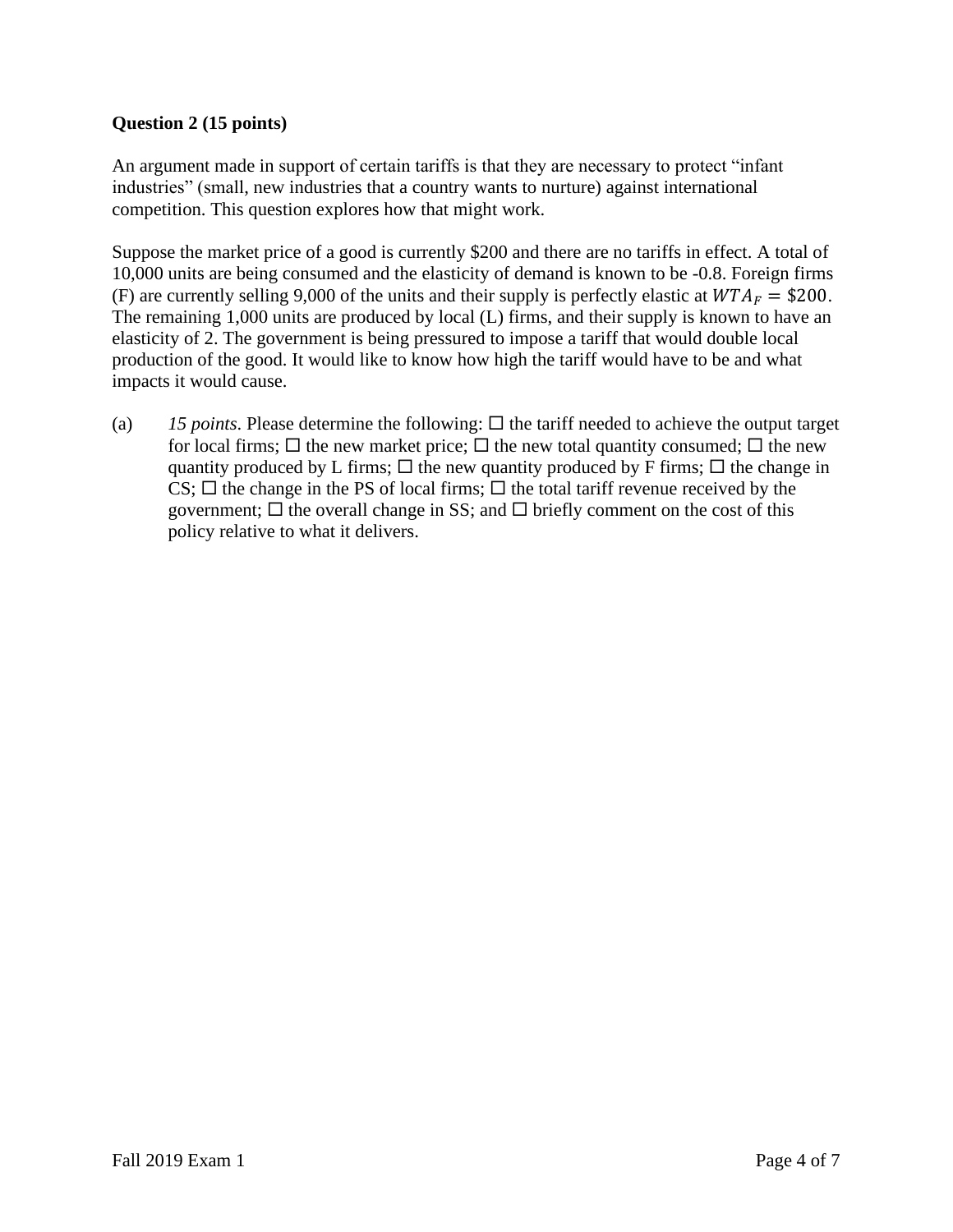**Question 2 (15 points)**

An argument made in support of certain tariffs is that they are necessary to protect "infant industries" (small, new industries that a country wants to nurture) against international competition. This question explores how that might work.

Suppose the market price of a good is currently \$200 and there are no tariffs in effect. A total of 10,000 units are being consumed and the elasticity of demand is known to be -0.8. Foreign firms (F) are currently selling 9,000 of the units and their supply is perfectly elastic at $WTA_F = \$200$. The remaining 1,000 units are produced by local (L) firms, and their supply is known to have an elasticity of 2. The government is being pressured to impose a tariff that would double local production of the good. It would like to know how high the tariff would have to be and what impacts it would cause.

(a) *15 points*. Please determine the following: ☐ the tariff needed to achieve the output target for local firms; ☐ the new market price; ☐ the new total quantity consumed; ☐ the new quantity produced by L firms; ☐ the new quantity produced by F firms; ☐ the change in CS; ☐ the change in the PS of local firms; ☐ the total tariff revenue received by the government; ☐ the overall change in SS; and ☐ briefly comment on the cost of this policy relative to what it delivers.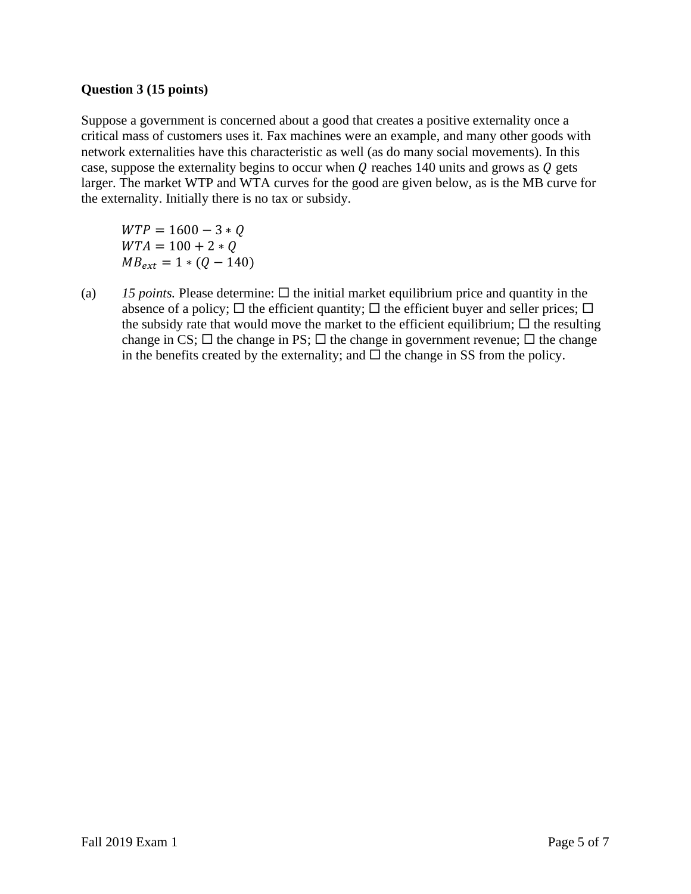**Question 3 (15 points)**

Suppose a government is concerned about a good that creates a positive externality once a critical mass of customers uses it. Fax machines were an example, and many other goods with network externalities have this characteristic as well (as do many social movements). In this case, suppose the externality begins to occur when $Q$ reaches 140 units and grows as $Q$ gets larger. The market WTP and WTA curves for the good are given below, as is the MB curve for the externality. Initially there is no tax or subsidy.

$$WTP = 1600 - 3 * Q$$
$$WTA = 100 + 2 * Q$$
$$MB_{ext} = 1 * (Q - 140)$$

(a) *15 points.* Please determine: ☐ the initial market equilibrium price and quantity in the absence of a policy; ☐ the efficient quantity; ☐ the efficient buyer and seller prices; ☐ the subsidy rate that would move the market to the efficient equilibrium; ☐ the resulting change in CS; ☐ the change in PS; ☐ the change in government revenue; ☐ the change in the benefits created by the externality; and ☐ the change in SS from the policy.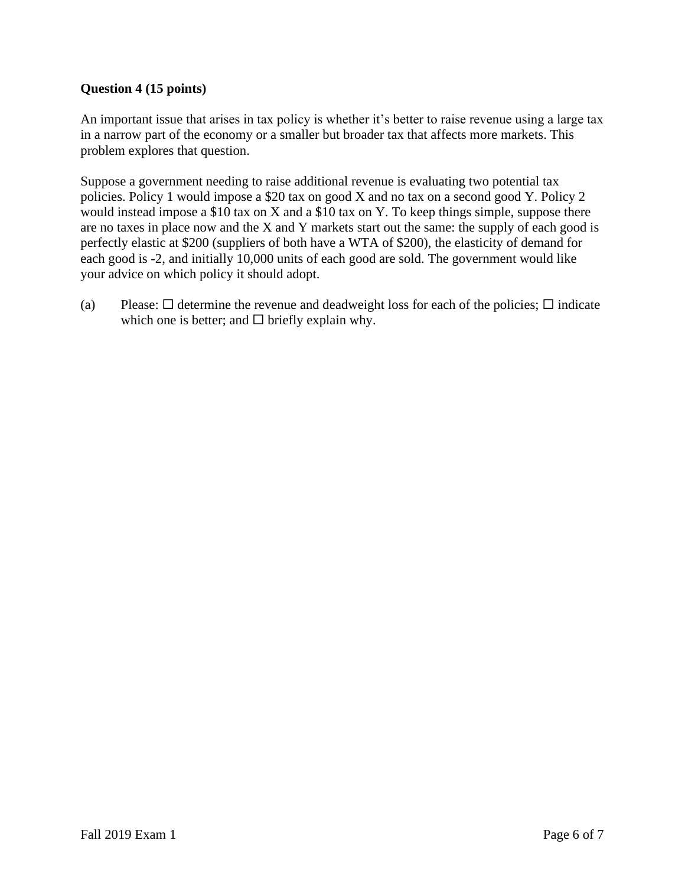**Question 4 (15 points)**

An important issue that arises in tax policy is whether it's better to raise revenue using a large tax in a narrow part of the economy or a smaller but broader tax that affects more markets. This problem explores that question.

Suppose a government needing to raise additional revenue is evaluating two potential tax policies. Policy 1 would impose a $20 tax on good X and no tax on a second good Y. Policy 2 would instead impose a $10 tax on X and a $10 tax on Y. To keep things simple, suppose there are no taxes in place now and the X and Y markets start out the same: the supply of each good is perfectly elastic at $200 (suppliers of both have a WTA of $200), the elasticity of demand for each good is -2, and initially 10,000 units of each good are sold. The government would like your advice on which policy it should adopt.

(a) Please: ☐ determine the revenue and deadweight loss for each of the policies; ☐ indicate which one is better; and ☐ briefly explain why.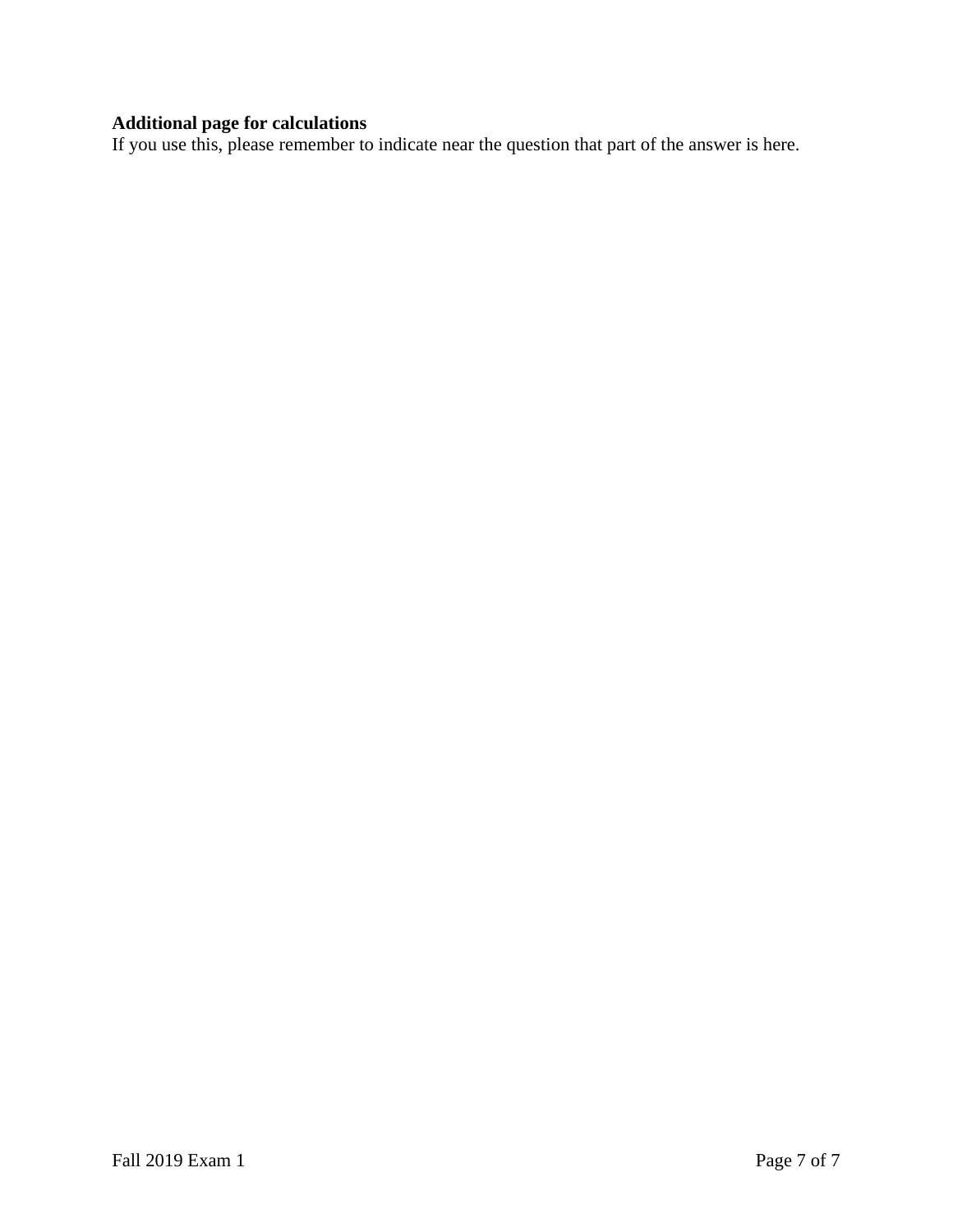**Additional page for calculations**

If you use this, please remember to indicate near the question that part of the answer is here.